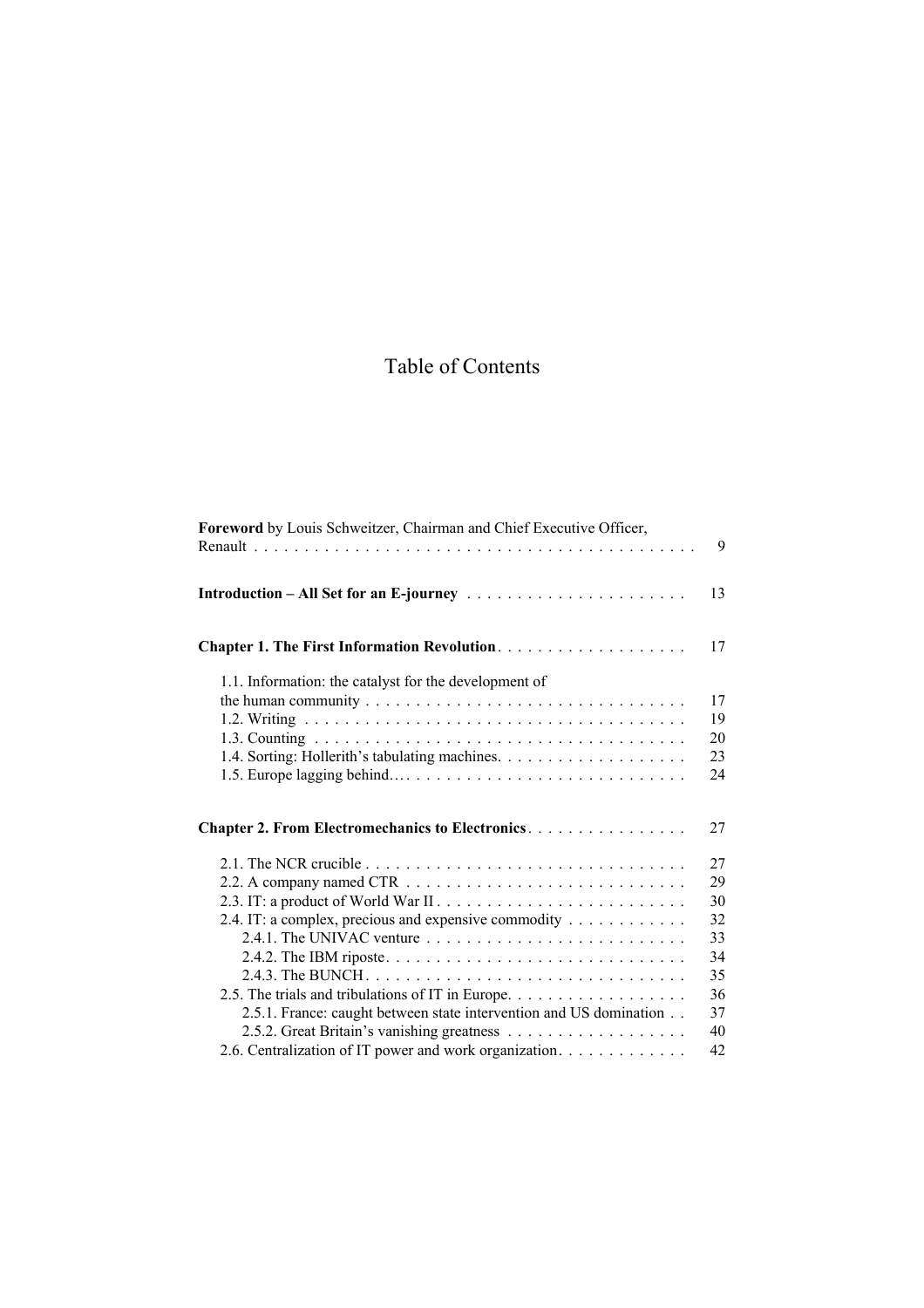# Table of Contents

**Foreword** by Louis Schweitzer, Chairman and Chief Executive Officer, Renault . . . . . 9

**Introduction – All Set for an E-journey** . . . . . 13

**Chapter 1. The First Information Revolution** . . . . . 17

- 1.1. Information: the catalyst for the development of the human community . . . . . 17
- 1.2. Writing . . . . . 19
- 1.3. Counting . . . . . 20
- 1.4. Sorting: Hollerith's tabulating machines . . . . . 23
- 1.5. Europe lagging behind… . . . . . 24

**Chapter 2. From Electromechanics to Electronics** . . . . . 27

- 2.1. The NCR crucible . . . . . 27
- 2.2. A company named CTR . . . . . 29
- 2.3. IT: a product of World War II . . . . . 30
- 2.4. IT: a complex, precious and expensive commodity . . . . . 32
  - 2.4.1. The UNIVAC venture . . . . . 33
  - 2.4.2. The IBM riposte . . . . . 34
  - 2.4.3. The BUNCH . . . . . 35
- 2.5. The trials and tribulations of IT in Europe . . . . . 36
  - 2.5.1. France: caught between state intervention and US domination . . . . . 37
  - 2.5.2. Great Britain's vanishing greatness . . . . . 40
- 2.6. Centralization of IT power and work organization . . . . . 42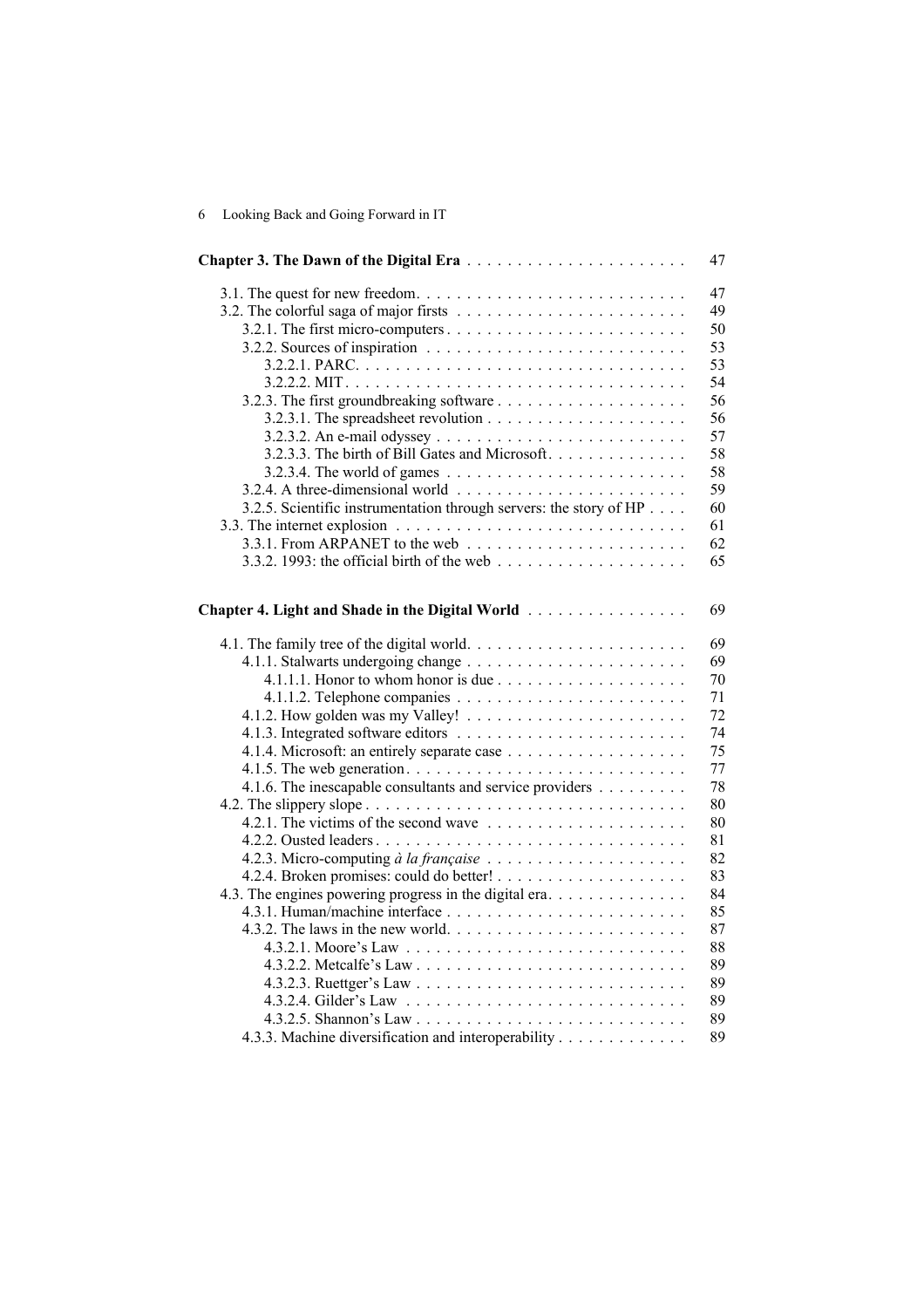**Chapter 3. The Dawn of the Digital Era** . . . . . . . . . . . . . . . . . . . . . . 47

3.1. The quest for new freedom. . . . . . . . . . . . . . . . . . . . . . . . . . . . 47
3.2. The colorful saga of major firsts . . . . . . . . . . . . . . . . . . . . . . . . 49
3.2.1. The first micro-computers . . . . . . . . . . . . . . . . . . . . . . . . . 50
3.2.2. Sources of inspiration . . . . . . . . . . . . . . . . . . . . . . . . . . . 53
3.2.2.1. PARC. . . . . . . . . . . . . . . . . . . . . . . . . . . . . . . . . . . 53
3.2.2.2. MIT . . . . . . . . . . . . . . . . . . . . . . . . . . . . . . . . . . . 54
3.2.3. The first groundbreaking software . . . . . . . . . . . . . . . . . . . . 56
3.2.3.1. The spreadsheet revolution . . . . . . . . . . . . . . . . . . . . . 56
3.2.3.2. An e-mail odyssey . . . . . . . . . . . . . . . . . . . . . . . . . . 57
3.2.3.3. The birth of Bill Gates and Microsoft. . . . . . . . . . . . . . . 58
3.2.3.4. The world of games . . . . . . . . . . . . . . . . . . . . . . . . . 58
3.2.4. A three-dimensional world . . . . . . . . . . . . . . . . . . . . . . . . 59
3.2.5. Scientific instrumentation through servers: the story of HP . . . . 60
3.3. The internet explosion . . . . . . . . . . . . . . . . . . . . . . . . . . . . . 61
3.3.1. From ARPANET to the web . . . . . . . . . . . . . . . . . . . . . . . 62
3.3.2. 1993: the official birth of the web . . . . . . . . . . . . . . . . . . . . 65

**Chapter 4. Light and Shade in the Digital World** . . . . . . . . . . . . . . . . 69

4.1. The family tree of the digital world. . . . . . . . . . . . . . . . . . . . . . 69
4.1.1. Stalwarts undergoing change . . . . . . . . . . . . . . . . . . . . . . . 69
4.1.1.1. Honor to whom honor is due . . . . . . . . . . . . . . . . . . . . 70
4.1.1.2. Telephone companies . . . . . . . . . . . . . . . . . . . . . . . . 71
4.1.2. How golden was my Valley! . . . . . . . . . . . . . . . . . . . . . . . 72
4.1.3. Integrated software editors . . . . . . . . . . . . . . . . . . . . . . . . 74
4.1.4. Microsoft: an entirely separate case . . . . . . . . . . . . . . . . . . . 75
4.1.5. The web generation. . . . . . . . . . . . . . . . . . . . . . . . . . . . 77
4.1.6. The inescapable consultants and service providers . . . . . . . . . 78
4.2. The slippery slope . . . . . . . . . . . . . . . . . . . . . . . . . . . . . . . . 80
4.2.1. The victims of the second wave . . . . . . . . . . . . . . . . . . . . . 80
4.2.2. Ousted leaders . . . . . . . . . . . . . . . . . . . . . . . . . . . . . . . 81
4.2.3. Micro-computing *à la française* . . . . . . . . . . . . . . . . . . . . 82
4.2.4. Broken promises: could do better! . . . . . . . . . . . . . . . . . . . 83
4.3. The engines powering progress in the digital era. . . . . . . . . . . . . . 84
4.3.1. Human/machine interface . . . . . . . . . . . . . . . . . . . . . . . . . 85
4.3.2. The laws in the new world. . . . . . . . . . . . . . . . . . . . . . . . . 87
4.3.2.1. Moore's Law . . . . . . . . . . . . . . . . . . . . . . . . . . . . . . 88
4.3.2.2. Metcalfe's Law . . . . . . . . . . . . . . . . . . . . . . . . . . . . 89
4.3.2.3. Ruettger's Law . . . . . . . . . . . . . . . . . . . . . . . . . . . . 89
4.3.2.4. Gilder's Law . . . . . . . . . . . . . . . . . . . . . . . . . . . . . 89
4.3.2.5. Shannon's Law . . . . . . . . . . . . . . . . . . . . . . . . . . . . 89
4.3.3. Machine diversification and interoperability . . . . . . . . . . . . . 89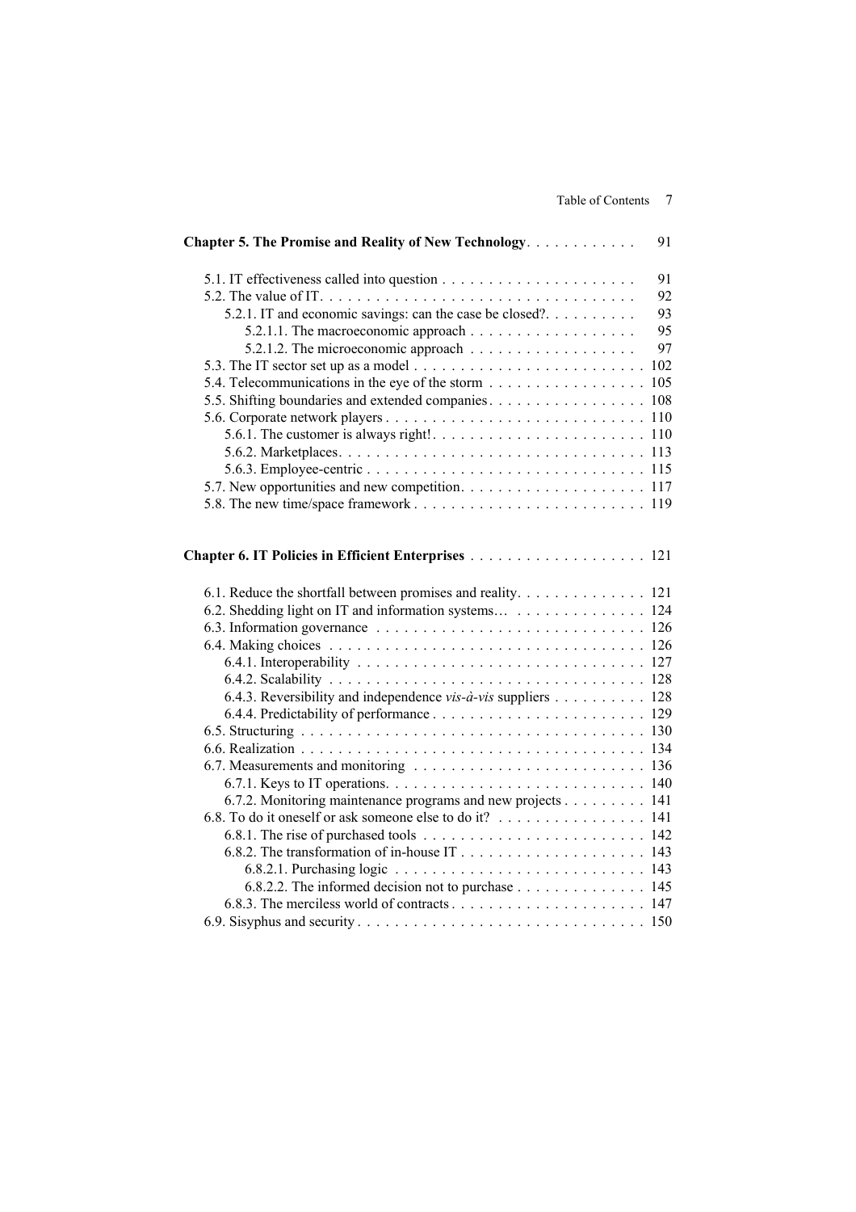**Chapter 5. The Promise and Reality of New Technology** . . . . . . . . . . . 91

5.1. IT effectiveness called into question . . . . . . . . . . . . . . . . . . . . . 91
5.2. The value of IT. . . . . . . . . . . . . . . . . . . . . . . . . . . . . . . . . . 92
5.2.1. IT and economic savings: can the case be closed?. . . . . . . . . . 93
5.2.1.1. The macroeconomic approach . . . . . . . . . . . . . . . . . . 95
5.2.1.2. The microeconomic approach . . . . . . . . . . . . . . . . . . 97
5.3. The IT sector set up as a model . . . . . . . . . . . . . . . . . . . . . . . . 102
5.4. Telecommunications in the eye of the storm . . . . . . . . . . . . . . . . . 105
5.5. Shifting boundaries and extended companies . . . . . . . . . . . . . . . . . 108
5.6. Corporate network players . . . . . . . . . . . . . . . . . . . . . . . . . . . 110
5.6.1. The customer is always right! . . . . . . . . . . . . . . . . . . . . . . . 110
5.6.2. Marketplaces . . . . . . . . . . . . . . . . . . . . . . . . . . . . . . . . . 113
5.6.3. Employee-centric . . . . . . . . . . . . . . . . . . . . . . . . . . . . . . 115
5.7. New opportunities and new competition . . . . . . . . . . . . . . . . . . . . 117
5.8. The new time/space framework . . . . . . . . . . . . . . . . . . . . . . . . 119

**Chapter 6. IT Policies in Efficient Enterprises** . . . . . . . . . . . . . . . . . . 121

6.1. Reduce the shortfall between promises and reality. . . . . . . . . . . . . . 121
6.2. Shedding light on IT and information systems… . . . . . . . . . . . . . . 124
6.3. Information governance . . . . . . . . . . . . . . . . . . . . . . . . . . . . . 126
6.4. Making choices . . . . . . . . . . . . . . . . . . . . . . . . . . . . . . . . . . 126
6.4.1. Interoperability . . . . . . . . . . . . . . . . . . . . . . . . . . . . . . . . 127
6.4.2. Scalability . . . . . . . . . . . . . . . . . . . . . . . . . . . . . . . . . . . 128
6.4.3. Reversibility and independence *vis-à-vis* suppliers . . . . . . . . . . 128
6.4.4. Predictability of performance . . . . . . . . . . . . . . . . . . . . . . . 129
6.5. Structuring . . . . . . . . . . . . . . . . . . . . . . . . . . . . . . . . . . . . 130
6.6. Realization . . . . . . . . . . . . . . . . . . . . . . . . . . . . . . . . . . . . 134
6.7. Measurements and monitoring . . . . . . . . . . . . . . . . . . . . . . . . . 136
6.7.1. Keys to IT operations. . . . . . . . . . . . . . . . . . . . . . . . . . . . 140
6.7.2. Monitoring maintenance programs and new projects . . . . . . . . . 141
6.8. To do it oneself or ask someone else to do it? . . . . . . . . . . . . . . . . 141
6.8.1. The rise of purchased tools . . . . . . . . . . . . . . . . . . . . . . . . 142
6.8.2. The transformation of in-house IT . . . . . . . . . . . . . . . . . . . . 143
6.8.2.1. Purchasing logic . . . . . . . . . . . . . . . . . . . . . . . . . . . 143
6.8.2.2. The informed decision not to purchase . . . . . . . . . . . . . . 145
6.8.3. The merciless world of contracts . . . . . . . . . . . . . . . . . . . . . 147
6.9. Sisyphus and security . . . . . . . . . . . . . . . . . . . . . . . . . . . . . . 150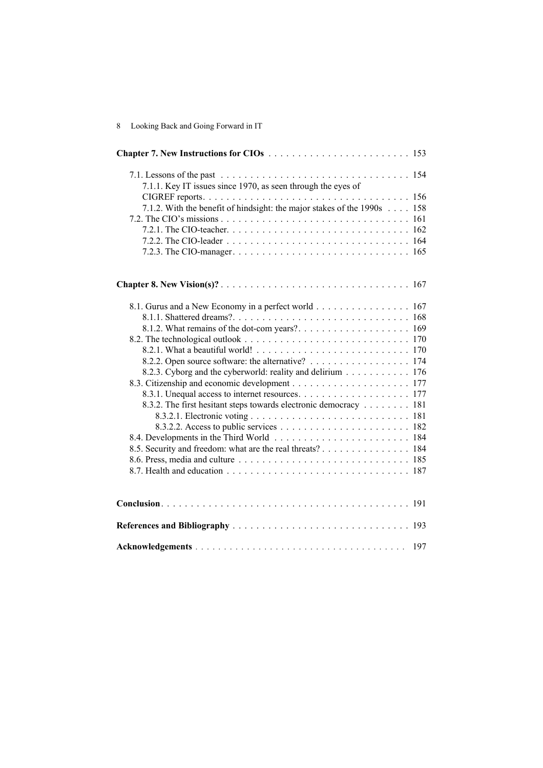**Chapter 7. New Instructions for CIOs** . . . . . . . . . . . . . . . . . . . . . . . . 153

7.1. Lessons of the past . . . . . . . . . . . . . . . . . . . . . . . . . . . . . . . . 154
7.1.1. Key IT issues since 1970, as seen through the eyes of CIGREF reports. . . . . . . . . . . . . . . . . . . . . . . . . . . . . . . . . . . 156
7.1.2. With the benefit of hindsight: the major stakes of the 1990s . . . . 158
7.2. The CIO's missions . . . . . . . . . . . . . . . . . . . . . . . . . . . . . . . . 161
7.2.1. The CIO-teacher. . . . . . . . . . . . . . . . . . . . . . . . . . . . . . . 162
7.2.2. The CIO-leader . . . . . . . . . . . . . . . . . . . . . . . . . . . . . . . 164
7.2.3. The CIO-manager. . . . . . . . . . . . . . . . . . . . . . . . . . . . . . 165

**Chapter 8. New Vision(s)?** . . . . . . . . . . . . . . . . . . . . . . . . . . . . . . . 167

8.1. Gurus and a New Economy in a perfect world . . . . . . . . . . . . . . . . 167
8.1.1. Shattered dreams?. . . . . . . . . . . . . . . . . . . . . . . . . . . . . . 168
8.1.2. What remains of the dot-com years?. . . . . . . . . . . . . . . . . . . 169
8.2. The technological outlook . . . . . . . . . . . . . . . . . . . . . . . . . . . . 170
8.2.1. What a beautiful world! . . . . . . . . . . . . . . . . . . . . . . . . . . 170
8.2.2. Open source software: the alternative? . . . . . . . . . . . . . . . . . 174
8.2.3. Cyborg and the cyberworld: reality and delirium . . . . . . . . . . . 176
8.3. Citizenship and economic development . . . . . . . . . . . . . . . . . . . . 177
8.3.1. Unequal access to internet resources. . . . . . . . . . . . . . . . . . . 177
8.3.2. The first hesitant steps towards electronic democracy . . . . . . . . 181
8.3.2.1. Electronic voting . . . . . . . . . . . . . . . . . . . . . . . . . . . 181
8.3.2.2. Access to public services . . . . . . . . . . . . . . . . . . . . . . 182
8.4. Developments in the Third World . . . . . . . . . . . . . . . . . . . . . . . 184
8.5. Security and freedom: what are the real threats? . . . . . . . . . . . . . . . 184
8.6. Press, media and culture . . . . . . . . . . . . . . . . . . . . . . . . . . . . . 185
8.7. Health and education . . . . . . . . . . . . . . . . . . . . . . . . . . . . . . . 187

**Conclusion**. . . . . . . . . . . . . . . . . . . . . . . . . . . . . . . . . . . . . . . . . . 191

**References and Bibliography** . . . . . . . . . . . . . . . . . . . . . . . . . . . . . 193

**Acknowledgements** . . . . . . . . . . . . . . . . . . . . . . . . . . . . . . . . . . . 197